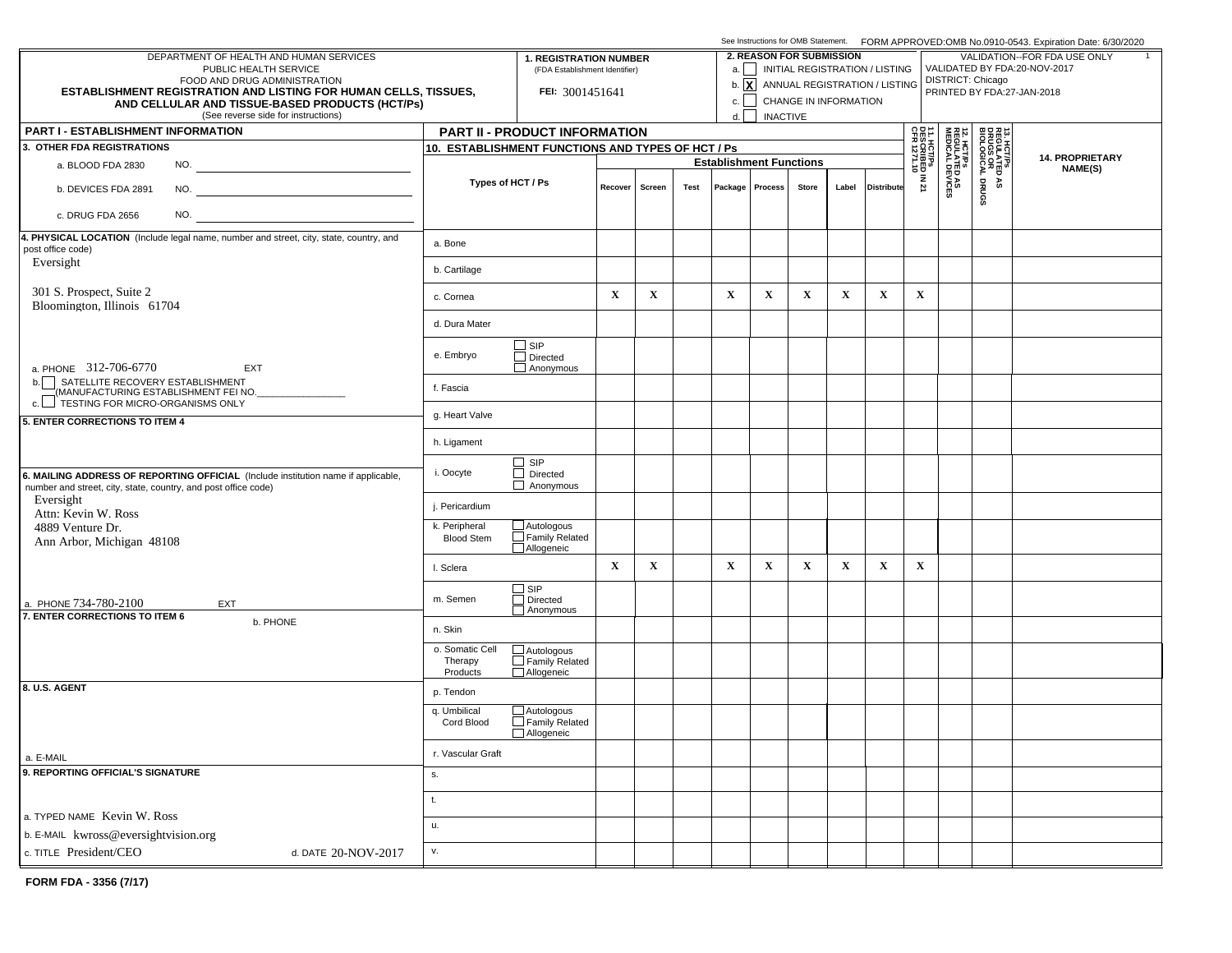See Instructions for OMB Statement. FORM APPROVED:OMB No.0910-0543. Expiration Date: 6/30/2020

DEPARTMENT OF HEALTH AND HUMAN SERVICES
PUBLIC HEALTH SERVICE
FOOD AND DRUG ADMINISTRATION

**ESTABLISHMENT REGISTRATION AND LISTING FOR HUMAN CELLS, TISSUES, AND CELLULAR AND TISSUE-BASED PRODUCTS (HCT/Ps)**

(See reverse side for instructions)

**1. REGISTRATION NUMBER** (FDA Establishment Identifier)
FEI: 3001451641

**2. REASON FOR SUBMISSION**
- a. [ ] INITIAL REGISTRATION / LISTING
- b. [X] ANNUAL REGISTRATION / LISTING
- c. [ ] CHANGE IN INFORMATION
- d. [ ] INACTIVE

VALIDATION--FOR FDA USE ONLY
VALIDATED BY FDA:20-NOV-2017
DISTRICT: Chicago
PRINTED BY FDA:27-JAN-2018

## PART I - ESTABLISHMENT INFORMATION

**3. OTHER FDA REGISTRATIONS**
- a. BLOOD FDA 2830 NO.
- b. DEVICES FDA 2891 NO.
- c. DRUG FDA 2656 NO.

**4. PHYSICAL LOCATION** (Include legal name, number and street, city, state, country, and post office code)
Eversight
301 S. Prospect, Suite 2
Bloomington, Illinois 61704

a. PHONE 312-706-6770 EXT
b. [ ] SATELLITE RECOVERY ESTABLISHMENT (MANUFACTURING ESTABLISHMENT FEI NO.________________)
c. [ ] TESTING FOR MICRO-ORGANISMS ONLY

**5. ENTER CORRECTIONS TO ITEM 4**

**6. MAILING ADDRESS OF REPORTING OFFICIAL** (Include institution name if applicable, number and street, city, state, country, and post office code)
Eversight
Attn: Kevin W. Ross
4889 Venture Dr.
Ann Arbor, Michigan 48108

a. PHONE 734-780-2100 EXT

**7. ENTER CORRECTIONS TO ITEM 6**
b. PHONE

**8. U.S. AGENT**

a. E-MAIL

**9. REPORTING OFFICIAL'S SIGNATURE**

a. TYPED NAME Kevin W. Ross
b. E-MAIL kwross@eversightvision.org
c. TITLE President/CEO d. DATE 20-NOV-2017

## PART II - PRODUCT INFORMATION

**10. ESTABLISHMENT FUNCTIONS AND TYPES OF HCT / Ps**

| Types of HCT / Ps | | Recover | Screen | Test | Package | Process | Store | Label | Distribute | 11. HCT/Ps DESCRIBED IN 21 CFR 1271.10 | 12. HCT/Ps REGULATED AS MEDICAL DEVICES | 13. HCT/Ps REGULATED AS DRUGS OR BIOLOGICAL DRUGS | 14. PROPRIETARY NAME(S) |
|---|---|---|---|---|---|---|---|---|---|---|---|---|---|
| a. Bone | | | | | | | | | | | | | |
| b. Cartilage | | | | | | | | | | | | | |
| c. Cornea | | X | X | | X | X | X | X | X | X | | | |
| d. Dura Mater | | | | | | | | | | | | | |
| e. Embryo | [ ] SIP [ ] Directed [ ] Anonymous | | | | | | | | | | | | |
| f. Fascia | | | | | | | | | | | | | |
| g. Heart Valve | | | | | | | | | | | | | |
| h. Ligament | | | | | | | | | | | | | |
| i. Oocyte | [ ] SIP [ ] Directed [ ] Anonymous | | | | | | | | | | | | |
| j. Pericardium | | | | | | | | | | | | | |
| k. Peripheral Blood Stem | [ ] Autologous [ ] Family Related [ ] Allogeneic | | | | | | | | | | | | |
| l. Sclera | | X | X | | X | X | X | X | X | X | | | |
| m. Semen | [ ] SIP [ ] Directed [ ] Anonymous | | | | | | | | | | | | |
| n. Skin | | | | | | | | | | | | | |
| o. Somatic Cell Therapy Products | [ ] Autologous [ ] Family Related [ ] Allogeneic | | | | | | | | | | | | |
| p. Tendon | | | | | | | | | | | | | |
| q. Umbilical Cord Blood | [ ] Autologous [ ] Family Related [ ] Allogeneic | | | | | | | | | | | | |
| r. Vascular Graft | | | | | | | | | | | | | |
| s. | | | | | | | | | | | | | |
| t. | | | | | | | | | | | | | |
| u. | | | | | | | | | | | | | |
| v. | | | | | | | | | | | | | |

FORM FDA - 3356 (7/17)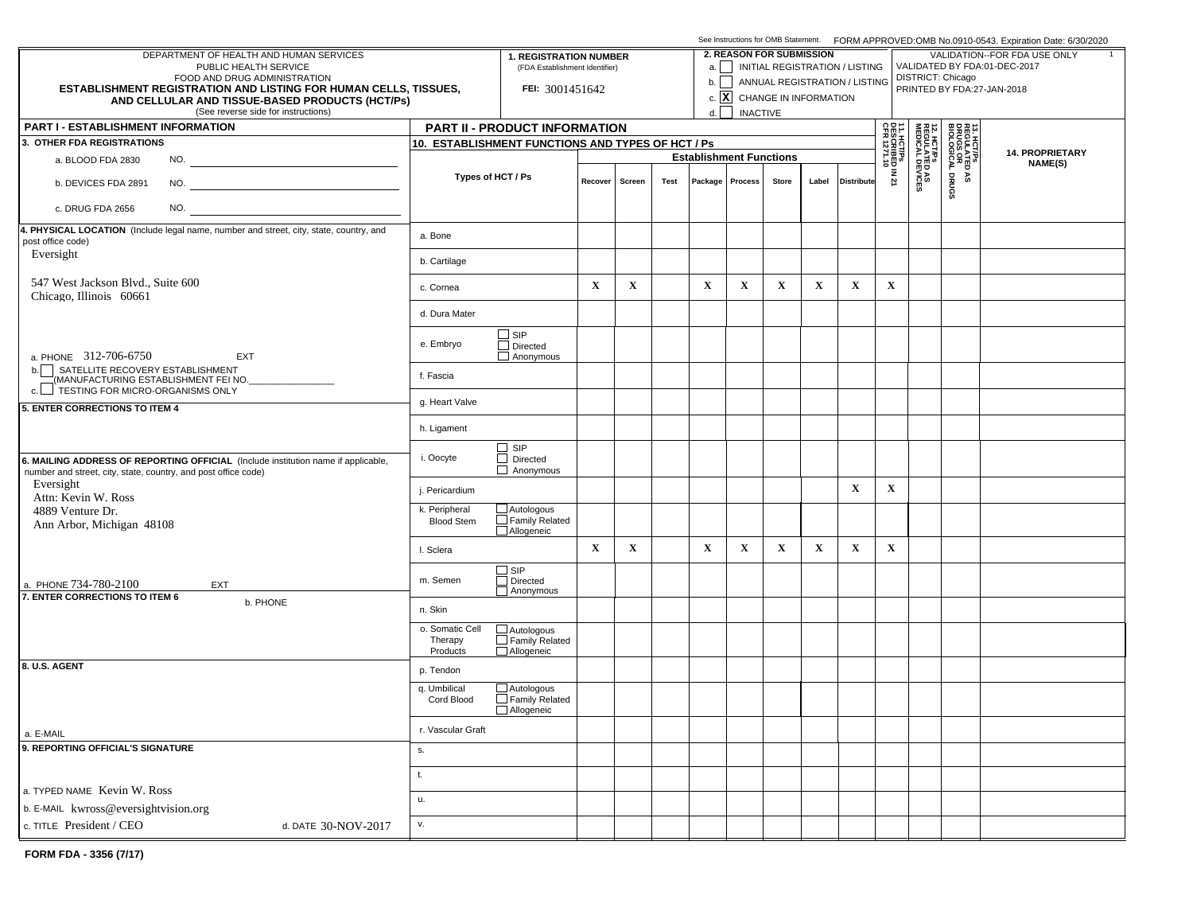See Instructions for OMB Statement. FORM APPROVED:OMB No.0910-0543. Expiration Date: 6/30/2020

DEPARTMENT OF HEALTH AND HUMAN SERVICES
PUBLIC HEALTH SERVICE
FOOD AND DRUG ADMINISTRATION

**ESTABLISHMENT REGISTRATION AND LISTING FOR HUMAN CELLS, TISSUES, AND CELLULAR AND TISSUE-BASED PRODUCTS (HCT/Ps)**

(See reverse side for instructions)

**1. REGISTRATION NUMBER** (FDA Establishment Identifier)
FEI: 3001451642

**2. REASON FOR SUBMISSION**
a. [ ] INITIAL REGISTRATION / LISTING
b. [ ] ANNUAL REGISTRATION / LISTING
c. [X] CHANGE IN INFORMATION
d. [ ] INACTIVE

VALIDATION--FOR FDA USE ONLY
VALIDATED BY FDA:01-DEC-2017
DISTRICT: Chicago
PRINTED BY FDA:27-JAN-2018

## PART I - ESTABLISHMENT INFORMATION

**3. OTHER FDA REGISTRATIONS**
a. BLOOD FDA 2830 NO.
b. DEVICES FDA 2891 NO.
c. DRUG FDA 2656 NO.

**4. PHYSICAL LOCATION** (Include legal name, number and street, city, state, country, and post office code)
Eversight
547 West Jackson Blvd., Suite 600
Chicago, Illinois 60661

a. PHONE 312-706-6750 EXT
b. [ ] SATELLITE RECOVERY ESTABLISHMENT (MANUFACTURING ESTABLISHMENT FEI NO.________________)
c. [ ] TESTING FOR MICRO-ORGANISMS ONLY

**5. ENTER CORRECTIONS TO ITEM 4**

**6. MAILING ADDRESS OF REPORTING OFFICIAL** (Include institution name if applicable, number and street, city, state, country, and post office code)
Eversight
Attn: Kevin W. Ross
4889 Venture Dr.
Ann Arbor, Michigan 48108

a. PHONE 734-780-2100 EXT

**7. ENTER CORRECTIONS TO ITEM 6**
b. PHONE

**8. U.S. AGENT**

a. E-MAIL

**9. REPORTING OFFICIAL'S SIGNATURE**

a. TYPED NAME Kevin W. Ross
b. E-MAIL kwross@eversightvision.org
c. TITLE President / CEO d. DATE 30-NOV-2017

## PART II - PRODUCT INFORMATION

**10. ESTABLISHMENT FUNCTIONS AND TYPES OF HCT / Ps**

| Types of HCT / Ps | | Establishment Functions | | | | | | | | 11. HCT/Ps DESCRIBED IN 21 CFR 1271.10 | 12. HCT/Ps REGULATED AS MEDICAL DEVICES | 13. HCT/Ps REGULATED AS DRUGS OR BIOLOGICAL DRUGS | 14. PROPRIETARY NAME(S) |
|---|---|---|---|---|---|---|---|---|---|---|---|---|---|
| | | Recover | Screen | Test | Package | Process | Store | Label | Distribute | | | | |
| a. Bone | | | | | | | | | | | | | |
| b. Cartilage | | | | | | | | | | | | | |
| c. Cornea | | X | X | | X | X | X | X | X | X | | | |
| d. Dura Mater | | | | | | | | | | | | | |
| e. Embryo | [ ] SIP [ ] Directed [ ] Anonymous | | | | | | | | | | | | |
| f. Fascia | | | | | | | | | | | | | |
| g. Heart Valve | | | | | | | | | | | | | |
| h. Ligament | | | | | | | | | | | | | |
| i. Oocyte | [ ] SIP [ ] Directed [ ] Anonymous | | | | | | | | | | | | |
| j. Pericardium | | | | | | | | | X | X | | | |
| k. Peripheral Blood Stem | [ ] Autologous [ ] Family Related [ ] Allogeneic | | | | | | | | | | | | |
| l. Sclera | | X | X | | X | X | X | X | X | X | | | |
| m. Semen | [ ] SIP [ ] Directed [ ] Anonymous | | | | | | | | | | | | |
| n. Skin | | | | | | | | | | | | | |
| o. Somatic Cell Therapy Products | [ ] Autologous [ ] Family Related [ ] Allogeneic | | | | | | | | | | | | |
| p. Tendon | | | | | | | | | | | | | |
| q. Umbilical Cord Blood | [ ] Autologous [ ] Family Related [ ] Allogeneic | | | | | | | | | | | | |
| r. Vascular Graft | | | | | | | | | | | | | |
| s. | | | | | | | | | | | | | |
| t. | | | | | | | | | | | | | |
| u. | | | | | | | | | | | | | |
| v. | | | | | | | | | | | | | |

**FORM FDA - 3356 (7/17)**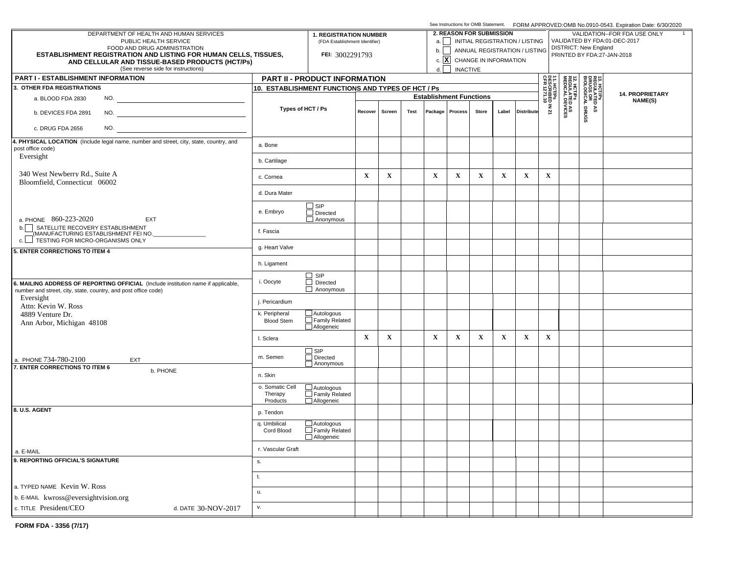See Instructions for OMB Statement. FORM APPROVED:OMB No.0910-0543. Expiration Date: 6/30/2020

DEPARTMENT OF HEALTH AND HUMAN SERVICES
PUBLIC HEALTH SERVICE
FOOD AND DRUG ADMINISTRATION

**ESTABLISHMENT REGISTRATION AND LISTING FOR HUMAN CELLS, TISSUES, AND CELLULAR AND TISSUE-BASED PRODUCTS (HCT/Ps)**
(See reverse side for instructions)

**1. REGISTRATION NUMBER** (FDA Establishment Identifier)
FEI: 3002291793

**2. REASON FOR SUBMISSION**
a. [ ] INITIAL REGISTRATION / LISTING
b. [ ] ANNUAL REGISTRATION / LISTING
c. [X] CHANGE IN INFORMATION
d. [ ] INACTIVE

VALIDATION--FOR FDA USE ONLY
VALIDATED BY FDA:01-DEC-2017
DISTRICT: New England
PRINTED BY FDA:27-JAN-2018

## PART I - ESTABLISHMENT INFORMATION

**3. OTHER FDA REGISTRATIONS**
a. BLOOD FDA 2830 NO.
b. DEVICES FDA 2891 NO.
c. DRUG FDA 2656 NO.

**4. PHYSICAL LOCATION** (Include legal name, number and street, city, state, country, and post office code)
Eversight
340 West Newberry Rd., Suite A
Bloomfield, Connecticut 06002

a. PHONE 860-223-2020 EXT
b. [ ] SATELLITE RECOVERY ESTABLISHMENT (MANUFACTURING ESTABLISHMENT FEI NO.________________)
c. [ ] TESTING FOR MICRO-ORGANISMS ONLY

**5. ENTER CORRECTIONS TO ITEM 4**

**6. MAILING ADDRESS OF REPORTING OFFICIAL** (Include institution name if applicable, number and street, city, state, country, and post office code)
Eversight
Attn: Kevin W. Ross
4889 Venture Dr.
Ann Arbor, Michigan 48108

a. PHONE 734-780-2100 EXT

**7. ENTER CORRECTIONS TO ITEM 6**
b. PHONE

**8. U.S. AGENT**

a. E-MAIL

**9. REPORTING OFFICIAL'S SIGNATURE**

a. TYPED NAME Kevin W. Ross
b. E-MAIL kwross@eversightvision.org
c. TITLE President/CEO d. DATE 30-NOV-2017

## PART II - PRODUCT INFORMATION

**10. ESTABLISHMENT FUNCTIONS AND TYPES OF HCT / Ps**

| Types of HCT / Ps | | Establishment Functions | | | | | | | | 11. HCT/Ps DESCRIBED IN 21 CFR 1271.10 | 12. HCT/Ps REGULATED AS MEDICAL DEVICES | 13. HCT/Ps REGULATED AS DRUGS OR BIOLOGICAL DRUGS | 14. PROPRIETARY NAME(S) |
|---|---|---|---|---|---|---|---|---|---|---|---|---|---|
| | | Recover | Screen | Test | Package | Process | Store | Label | Distribute | | | | |
| a. Bone | | | | | | | | | | | | | |
| b. Cartilage | | | | | | | | | | | | | |
| c. Cornea | | X | X | | X | X | X | X | X | X | | | |
| d. Dura Mater | | | | | | | | | | | | | |
| e. Embryo | [ ] SIP [ ] Directed [ ] Anonymous | | | | | | | | | | | | |
| f. Fascia | | | | | | | | | | | | | |
| g. Heart Valve | | | | | | | | | | | | | |
| h. Ligament | | | | | | | | | | | | | |
| i. Oocyte | [ ] SIP [ ] Directed [ ] Anonymous | | | | | | | | | | | | |
| j. Pericardium | | | | | | | | | | | | | |
| k. Peripheral Blood Stem | [ ] Autologous [ ] Family Related [ ] Allogeneic | | | | | | | | | | | | |
| l. Sclera | | X | X | | X | X | X | X | X | X | | | |
| m. Semen | [ ] SIP [ ] Directed [ ] Anonymous | | | | | | | | | | | | |
| n. Skin | | | | | | | | | | | | | |
| o. Somatic Cell Therapy Products | [ ] Autologous [ ] Family Related [ ] Allogeneic | | | | | | | | | | | | |
| p. Tendon | | | | | | | | | | | | | |
| q. Umbilical Cord Blood | [ ] Autologous [ ] Family Related [ ] Allogeneic | | | | | | | | | | | | |
| r. Vascular Graft | | | | | | | | | | | | | |
| s. | | | | | | | | | | | | | |
| t. | | | | | | | | | | | | | |
| u. | | | | | | | | | | | | | |
| v. | | | | | | | | | | | | | |

**FORM FDA - 3356 (7/17)**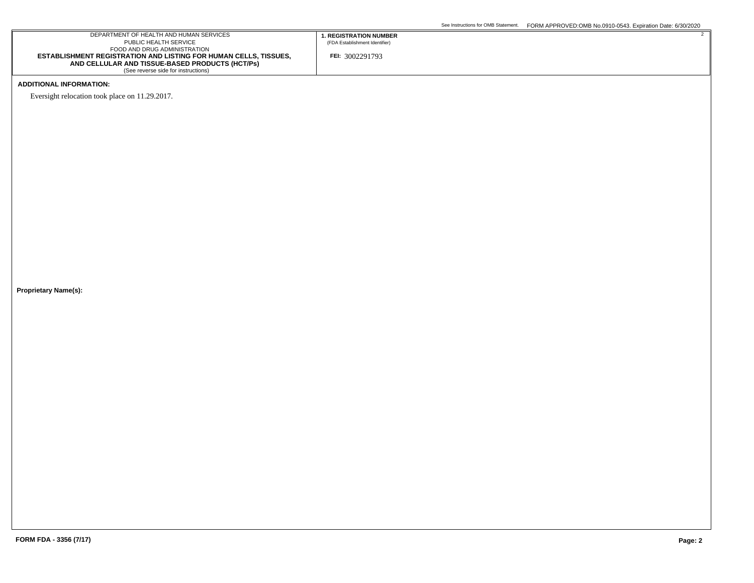See Instructions for OMB Statement. FORM APPROVED:OMB No.0910-0543. Expiration Date: 6/30/2020

| DEPARTMENT OF HEALTH AND HUMAN SERVICES<br>PUBLIC HEALTH SERVICE<br>FOOD AND DRUG ADMINISTRATION<br>**ESTABLISHMENT REGISTRATION AND LISTING FOR HUMAN CELLS, TISSUES, AND CELLULAR AND TISSUE-BASED PRODUCTS (HCT/Ps)**<br>(See reverse side for instructions) | **1. REGISTRATION NUMBER**<br>(FDA Establishment Identifier)<br>**FEI:** 3002291793 |
| --- | --- |

**ADDITIONAL INFORMATION:**

Eversight relocation took place on 11.29.2017.

**Proprietary Name(s):**

**FORM FDA - 3356 (7/17)**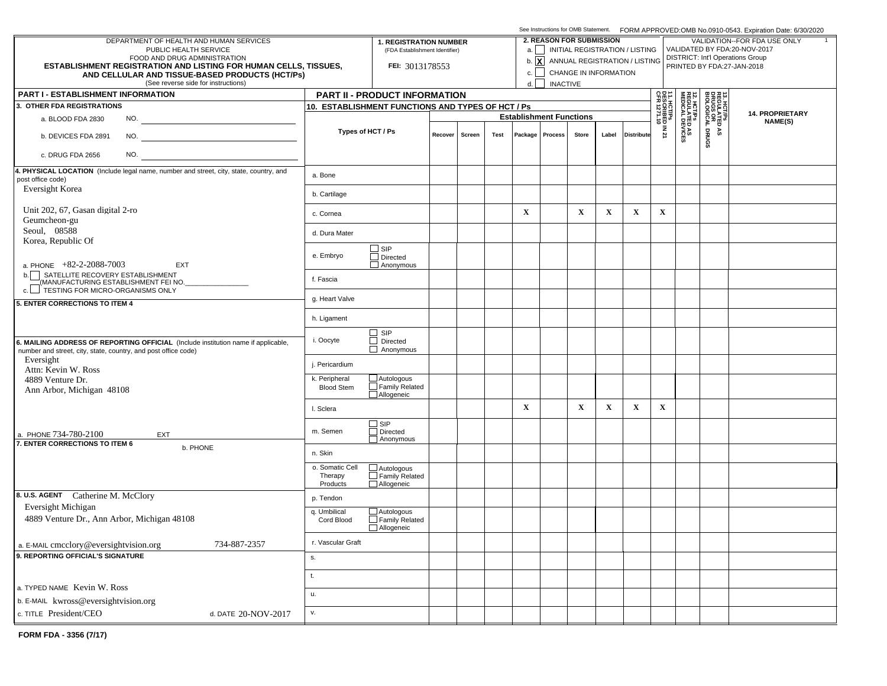See Instructions for OMB Statement. FORM APPROVED:OMB No.0910-0543. Expiration Date: 6/30/2020

DEPARTMENT OF HEALTH AND HUMAN SERVICES
PUBLIC HEALTH SERVICE
FOOD AND DRUG ADMINISTRATION

**ESTABLISHMENT REGISTRATION AND LISTING FOR HUMAN CELLS, TISSUES, AND CELLULAR AND TISSUE-BASED PRODUCTS (HCT/Ps)**
(See reverse side for instructions)

**1. REGISTRATION NUMBER** (FDA Establishment Identifier)
FEI: 3013178553

**2. REASON FOR SUBMISSION**
- a. [ ] INITIAL REGISTRATION / LISTING
- b. [X] ANNUAL REGISTRATION / LISTING
- c. [ ] CHANGE IN INFORMATION
- d. [ ] INACTIVE

VALIDATION--FOR FDA USE ONLY
VALIDATED BY FDA:20-NOV-2017
DISTRICT: Int'l Operations Group
PRINTED BY FDA:27-JAN-2018

## PART I - ESTABLISHMENT INFORMATION

**3. OTHER FDA REGISTRATIONS**
- a. BLOOD FDA 2830 NO.
- b. DEVICES FDA 2891 NO.
- c. DRUG FDA 2656 NO.

**4. PHYSICAL LOCATION** (Include legal name, number and street, city, state, country, and post office code)
Eversight Korea
Unit 202, 67, Gasan digital 2-ro
Geumcheon-gu
Seoul, 08588
Korea, Republic Of

a. PHONE +82-2-2088-7003 EXT
b. [ ] SATELLITE RECOVERY ESTABLISHMENT (MANUFACTURING ESTABLISHMENT FEI NO.________________)
c. [ ] TESTING FOR MICRO-ORGANISMS ONLY

**5. ENTER CORRECTIONS TO ITEM 4**

**6. MAILING ADDRESS OF REPORTING OFFICIAL** (Include institution name if applicable, number and street, city, state, country, and post office code)
Eversight
Attn: Kevin W. Ross
4889 Venture Dr.
Ann Arbor, Michigan 48108

a. PHONE 734-780-2100 EXT

**7. ENTER CORRECTIONS TO ITEM 6**
b. PHONE

**8. U.S. AGENT** Catherine M. McClory
Eversight Michigan
4889 Venture Dr., Ann Arbor, Michigan 48108

a. E-MAIL cmcclory@eversightvision.org 734-887-2357

**9. REPORTING OFFICIAL'S SIGNATURE**

a. TYPED NAME Kevin W. Ross
b. E-MAIL kwross@eversightvision.org
c. TITLE President/CEO d. DATE 20-NOV-2017

## PART II - PRODUCT INFORMATION

**10. ESTABLISHMENT FUNCTIONS AND TYPES OF HCT / Ps**

| Types of HCT / Ps | | Recover | Screen | Test | Package | Process | Store | Label | Distribute | 11. HCT/Ps DESCRIBED IN 21 CFR 1271.10 | 12. HCT/Ps REGULATED AS MEDICAL DEVICES | 13. HCT/Ps REGULATED AS DRUGS OR BIOLOGICAL DRUGS | 14. PROPRIETARY NAME(S) |
|---|---|---|---|---|---|---|---|---|---|---|---|---|---|
| a. Bone | | | | | | | | | | | | | |
| b. Cartilage | | | | | | | | | | | | | |
| c. Cornea | | | | | X | | X | X | X | X | | | |
| d. Dura Mater | | | | | | | | | | | | | |
| e. Embryo | [ ] SIP [ ] Directed [ ] Anonymous | | | | | | | | | | | | |
| f. Fascia | | | | | | | | | | | | | |
| g. Heart Valve | | | | | | | | | | | | | |
| h. Ligament | | | | | | | | | | | | | |
| i. Oocyte | [ ] SIP [ ] Directed [ ] Anonymous | | | | | | | | | | | | |
| j. Pericardium | | | | | | | | | | | | | |
| k. Peripheral Blood Stem | [ ] Autologous [ ] Family Related [ ] Allogeneic | | | | | | | | | | | | |
| l. Sclera | | | | | X | | X | X | X | X | | | |
| m. Semen | [ ] SIP [ ] Directed [ ] Anonymous | | | | | | | | | | | | |
| n. Skin | | | | | | | | | | | | | |
| o. Somatic Cell Therapy Products | [ ] Autologous [ ] Family Related [ ] Allogeneic | | | | | | | | | | | | |
| p. Tendon | | | | | | | | | | | | | |
| q. Umbilical Cord Blood | [ ] Autologous [ ] Family Related [ ] Allogeneic | | | | | | | | | | | | |
| r. Vascular Graft | | | | | | | | | | | | | |
| s. | | | | | | | | | | | | | |
| t. | | | | | | | | | | | | | |
| u. | | | | | | | | | | | | | |
| v. | | | | | | | | | | | | | |

FORM FDA - 3356 (7/17)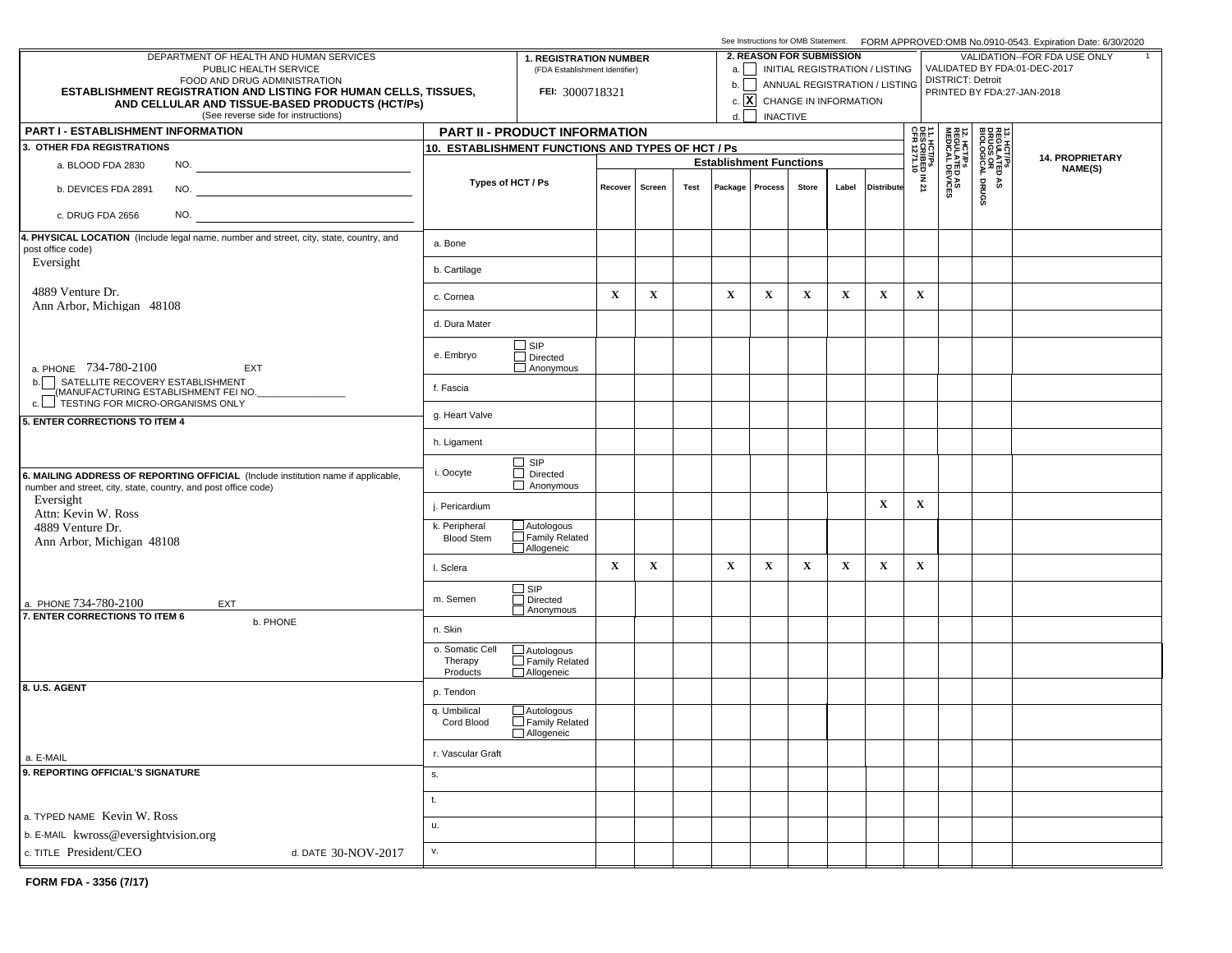See Instructions for OMB Statement. FORM APPROVED:OMB No.0910-0543. Expiration Date: 6/30/2020

DEPARTMENT OF HEALTH AND HUMAN SERVICES
PUBLIC HEALTH SERVICE
FOOD AND DRUG ADMINISTRATION

**ESTABLISHMENT REGISTRATION AND LISTING FOR HUMAN CELLS, TISSUES, AND CELLULAR AND TISSUE-BASED PRODUCTS (HCT/Ps)**
(See reverse side for instructions)

**1. REGISTRATION NUMBER** (FDA Establishment Identifier)
FEI: 3000718321

**2. REASON FOR SUBMISSION**
- a. [ ] INITIAL REGISTRATION / LISTING
- b. [ ] ANNUAL REGISTRATION / LISTING
- c. [X] CHANGE IN INFORMATION
- d. [ ] INACTIVE

VALIDATION--FOR FDA USE ONLY
VALIDATED BY FDA:01-DEC-2017
DISTRICT: Detroit
PRINTED BY FDA:27-JAN-2018

## PART I - ESTABLISHMENT INFORMATION

**3. OTHER FDA REGISTRATIONS**
- a. BLOOD FDA 2830 NO.
- b. DEVICES FDA 2891 NO.
- c. DRUG FDA 2656 NO.

**4. PHYSICAL LOCATION** (Include legal name, number and street, city, state, country, and post office code)
Eversight

4889 Venture Dr.
Ann Arbor, Michigan 48108

a. PHONE 734-780-2100 EXT
b. [ ] SATELLITE RECOVERY ESTABLISHMENT (MANUFACTURING ESTABLISHMENT FEI NO.________________)
c. [ ] TESTING FOR MICRO-ORGANISMS ONLY

**5. ENTER CORRECTIONS TO ITEM 4**

**6. MAILING ADDRESS OF REPORTING OFFICIAL** (Include institution name if applicable, number and street, city, state, country, and post office code)
Eversight
Attn: Kevin W. Ross
4889 Venture Dr.
Ann Arbor, Michigan 48108

a. PHONE 734-780-2100 EXT

**7. ENTER CORRECTIONS TO ITEM 6**
b. PHONE

**8. U.S. AGENT**

a. E-MAIL

**9. REPORTING OFFICIAL'S SIGNATURE**

a. TYPED NAME Kevin W. Ross
b. E-MAIL kwross@eversightvision.org
c. TITLE President/CEO
d. DATE 30-NOV-2017

## PART II - PRODUCT INFORMATION

**10. ESTABLISHMENT FUNCTIONS AND TYPES OF HCT / Ps**

| Types of HCT / Ps | | Recover | Screen | Test | Package | Process | Store | Label | Distribute | 11. HCT/Ps DESCRIBED IN 21 CFR 1271.10 | 12. HCT/Ps REGULATED AS MEDICAL DEVICES | 13. HCT/Ps REGULATED AS DRUGS OR BIOLOGICAL DRUGS | 14. PROPRIETARY NAME(S) |
|---|---|---|---|---|---|---|---|---|---|---|---|---|---|
| a. Bone | | | | | | | | | | | | | |
| b. Cartilage | | | | | | | | | | | | | |
| c. Cornea | | X | X | | X | X | X | X | X | X | | | |
| d. Dura Mater | | | | | | | | | | | | | |
| e. Embryo | [ ] SIP [ ] Directed [ ] Anonymous | | | | | | | | | | | | |
| f. Fascia | | | | | | | | | | | | | |
| g. Heart Valve | | | | | | | | | | | | | |
| h. Ligament | | | | | | | | | | | | | |
| i. Oocyte | [ ] SIP [ ] Directed [ ] Anonymous | | | | | | | | | | | | |
| j. Pericardium | | | | | | | | | X | X | | | |
| k. Peripheral Blood Stem | [ ] Autologous [ ] Family Related [ ] Allogeneic | | | | | | | | | | | | |
| l. Sclera | | X | X | | X | X | X | X | X | X | | | |
| m. Semen | [ ] SIP [ ] Directed [ ] Anonymous | | | | | | | | | | | | |
| n. Skin | | | | | | | | | | | | | |
| o. Somatic Cell Therapy Products | [ ] Autologous [ ] Family Related [ ] Allogeneic | | | | | | | | | | | | |
| p. Tendon | | | | | | | | | | | | | |
| q. Umbilical Cord Blood | [ ] Autologous [ ] Family Related [ ] Allogeneic | | | | | | | | | | | | |
| r. Vascular Graft | | | | | | | | | | | | | |
| s. | | | | | | | | | | | | | |
| t. | | | | | | | | | | | | | |
| u. | | | | | | | | | | | | | |
| v. | | | | | | | | | | | | | |

FORM FDA - 3356 (7/17)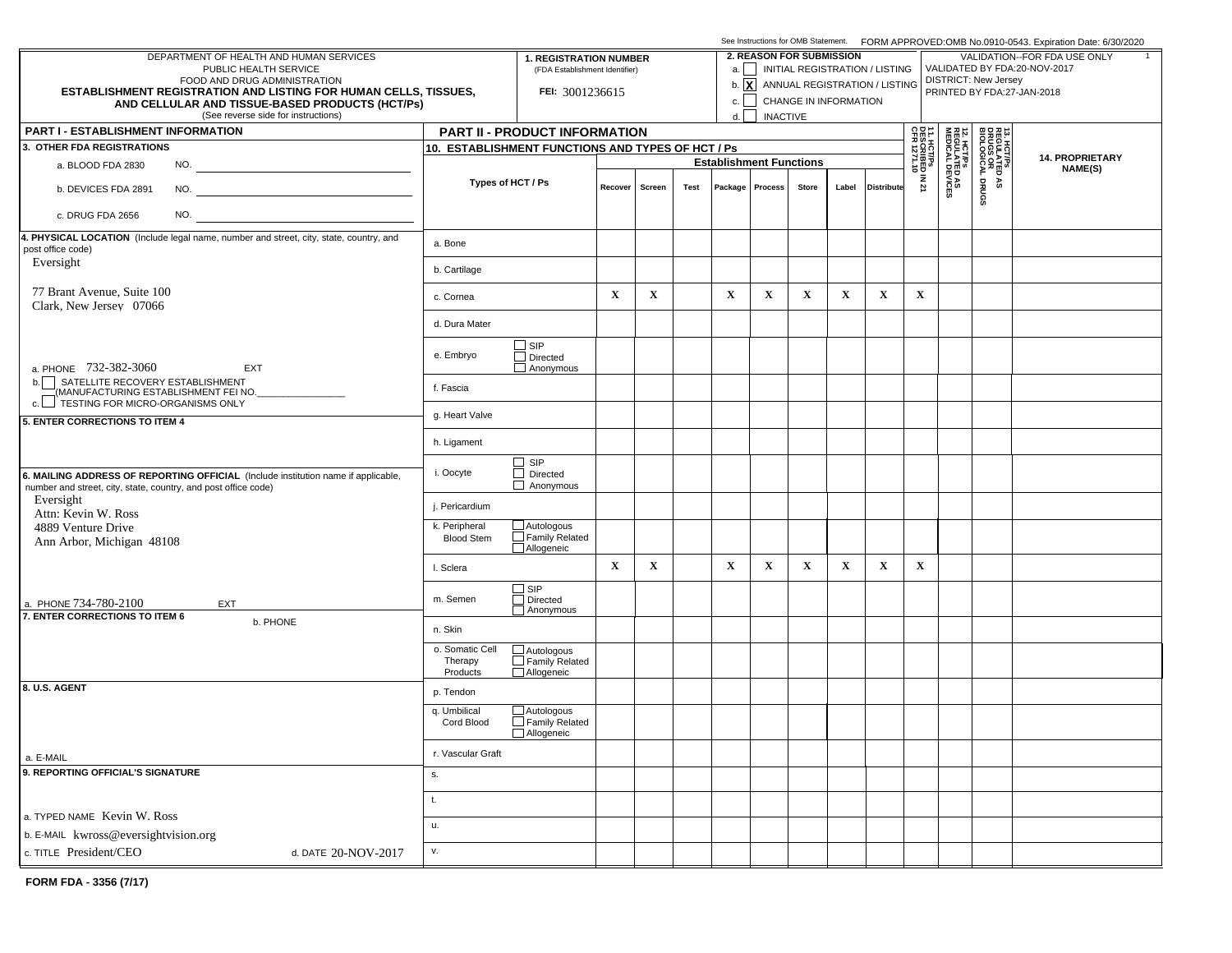See Instructions for OMB Statement. FORM APPROVED:OMB No.0910-0543. Expiration Date: 6/30/2020

DEPARTMENT OF HEALTH AND HUMAN SERVICES
PUBLIC HEALTH SERVICE
FOOD AND DRUG ADMINISTRATION

**ESTABLISHMENT REGISTRATION AND LISTING FOR HUMAN CELLS, TISSUES, AND CELLULAR AND TISSUE-BASED PRODUCTS (HCT/Ps)**

(See reverse side for instructions)

**1. REGISTRATION NUMBER** (FDA Establishment Identifier)
FEI: 3001236615

**2. REASON FOR SUBMISSION**
- a. [ ] INITIAL REGISTRATION / LISTING
- b. [X] ANNUAL REGISTRATION / LISTING
- c. [ ] CHANGE IN INFORMATION
- d. [ ] INACTIVE

VALIDATION--FOR FDA USE ONLY
VALIDATED BY FDA:20-NOV-2017
DISTRICT: New Jersey
PRINTED BY FDA:27-JAN-2018

## PART I - ESTABLISHMENT INFORMATION

**3. OTHER FDA REGISTRATIONS**
- a. BLOOD FDA 2830 NO.
- b. DEVICES FDA 2891 NO.
- c. DRUG FDA 2656 NO.

**4. PHYSICAL LOCATION** (Include legal name, number and street, city, state, country, and post office code)

Eversight

77 Brant Avenue, Suite 100
Clark, New Jersey 07066

a. PHONE 732-382-3060 EXT

b. [ ] SATELLITE RECOVERY ESTABLISHMENT (MANUFACTURING ESTABLISHMENT FEI NO.________________)

c. [ ] TESTING FOR MICRO-ORGANISMS ONLY

**5. ENTER CORRECTIONS TO ITEM 4**

**6. MAILING ADDRESS OF REPORTING OFFICIAL** (Include institution name if applicable, number and street, city, state, country, and post office code)

Eversight
Attn: Kevin W. Ross
4889 Venture Drive
Ann Arbor, Michigan 48108

a. PHONE 734-780-2100 EXT

**7. ENTER CORRECTIONS TO ITEM 6**

b. PHONE

**8. U.S. AGENT**

a. E-MAIL

**9. REPORTING OFFICIAL'S SIGNATURE**

a. TYPED NAME Kevin W. Ross

b. E-MAIL kwross@eversightvision.org

c. TITLE President/CEO

d. DATE 20-NOV-2017

## PART II - PRODUCT INFORMATION

**10. ESTABLISHMENT FUNCTIONS AND TYPES OF HCT / Ps**

| Types of HCT / Ps | | Establishment Functions | | | | | | | | 11. HCT/Ps DESCRIBED IN 21 CFR 1271.10 | 12. HCT/Ps REGULATED AS MEDICAL DEVICES | 13. HCT/Ps REGULATED AS DRUGS OR BIOLOGICAL DRUGS | 14. PROPRIETARY NAME(S) |
|---|---|---|---|---|---|---|---|---|---|---|---|---|---|
| | | Recover | Screen | Test | Package | Process | Store | Label | Distribute | | | | |
| a. Bone | | | | | | | | | | | | | |
| b. Cartilage | | | | | | | | | | | | | |
| c. Cornea | | X | X | | X | X | X | X | X | X | | | |
| d. Dura Mater | | | | | | | | | | | | | |
| e. Embryo | [ ] SIP [ ] Directed [ ] Anonymous | | | | | | | | | | | | |
| f. Fascia | | | | | | | | | | | | | |
| g. Heart Valve | | | | | | | | | | | | | |
| h. Ligament | | | | | | | | | | | | | |
| i. Oocyte | [ ] SIP [ ] Directed [ ] Anonymous | | | | | | | | | | | | |
| j. Pericardium | | | | | | | | | | | | | |
| k. Peripheral Blood Stem | [ ] Autologous [ ] Family Related [ ] Allogeneic | | | | | | | | | | | | |
| l. Sclera | | X | X | | X | X | X | X | X | X | | | |
| m. Semen | [ ] SIP [ ] Directed [ ] Anonymous | | | | | | | | | | | | |
| n. Skin | | | | | | | | | | | | | |
| o. Somatic Cell Therapy Products | [ ] Autologous [ ] Family Related [ ] Allogeneic | | | | | | | | | | | | |
| p. Tendon | | | | | | | | | | | | | |
| q. Umbilical Cord Blood | [ ] Autologous [ ] Family Related [ ] Allogeneic | | | | | | | | | | | | |
| r. Vascular Graft | | | | | | | | | | | | | |
| s. | | | | | | | | | | | | | |
| t. | | | | | | | | | | | | | |
| u. | | | | | | | | | | | | | |
| v. | | | | | | | | | | | | | |

**FORM FDA - 3356 (7/17)**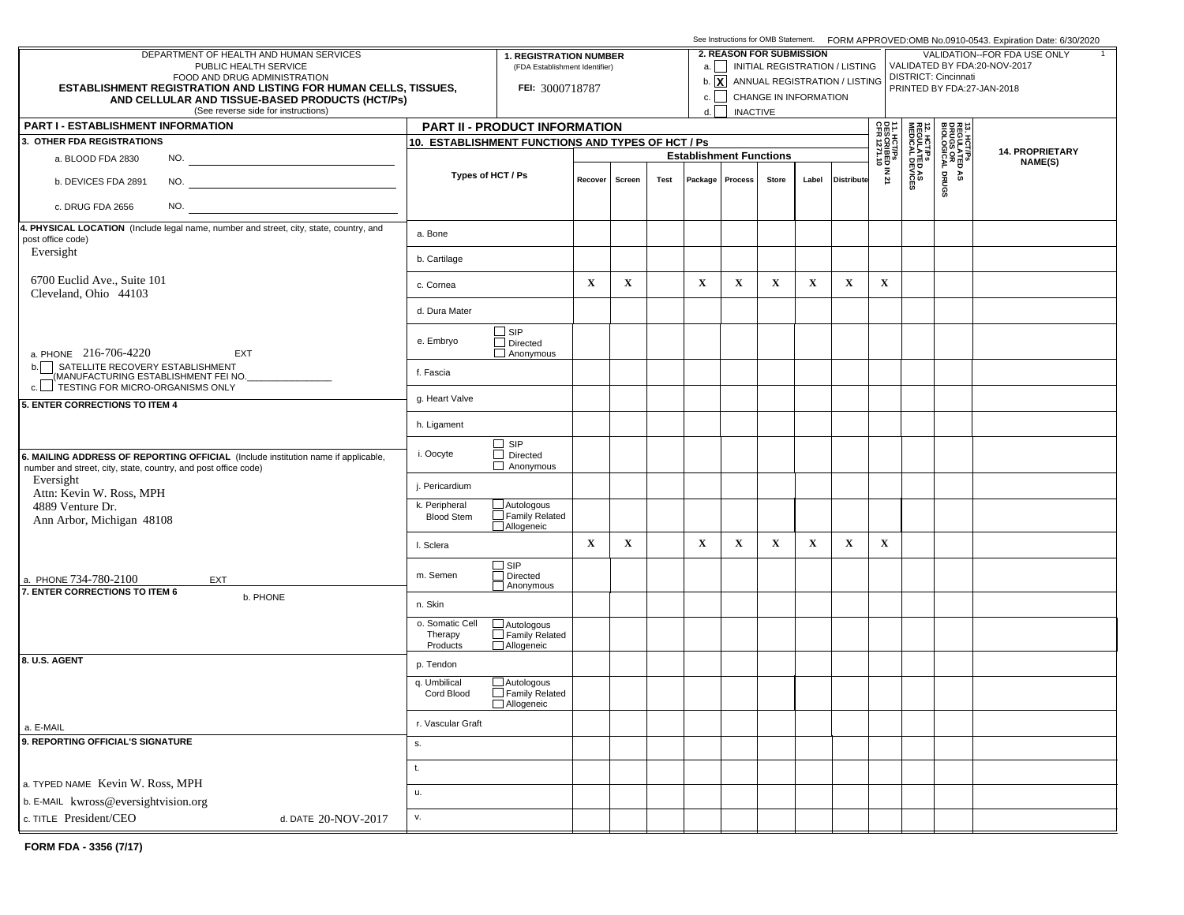See Instructions for OMB Statement. FORM APPROVED:OMB No.0910-0543. Expiration Date: 6/30/2020

DEPARTMENT OF HEALTH AND HUMAN SERVICES
PUBLIC HEALTH SERVICE
FOOD AND DRUG ADMINISTRATION

**ESTABLISHMENT REGISTRATION AND LISTING FOR HUMAN CELLS, TISSUES, AND CELLULAR AND TISSUE-BASED PRODUCTS (HCT/Ps)**

(See reverse side for instructions)

**1. REGISTRATION NUMBER** (FDA Establishment Identifier)

FEI: 3000718787

**2. REASON FOR SUBMISSION**

a. [ ] INITIAL REGISTRATION / LISTING
b. [X] ANNUAL REGISTRATION / LISTING
c. [ ] CHANGE IN INFORMATION
d. [ ] INACTIVE

VALIDATION--FOR FDA USE ONLY
VALIDATED BY FDA:20-NOV-2017
DISTRICT: Cincinnati
PRINTED BY FDA:27-JAN-2018

## PART I - ESTABLISHMENT INFORMATION

**3. OTHER FDA REGISTRATIONS**

a. BLOOD FDA 2830 NO.
b. DEVICES FDA 2891 NO.
c. DRUG FDA 2656 NO.

**4. PHYSICAL LOCATION** (Include legal name, number and street, city, state, country, and post office code)

Eversight

6700 Euclid Ave., Suite 101
Cleveland, Ohio 44103

a. PHONE 216-706-4220 EXT

b. [ ] SATELLITE RECOVERY ESTABLISHMENT (MANUFACTURING ESTABLISHMENT FEI NO.________________)

c. [ ] TESTING FOR MICRO-ORGANISMS ONLY

**5. ENTER CORRECTIONS TO ITEM 4**

**6. MAILING ADDRESS OF REPORTING OFFICIAL** (Include institution name if applicable, number and street, city, state, country, and post office code)

Eversight
Attn: Kevin W. Ross, MPH
4889 Venture Dr.
Ann Arbor, Michigan 48108

a. PHONE 734-780-2100 EXT

**7. ENTER CORRECTIONS TO ITEM 6**

b. PHONE

**8. U.S. AGENT**

a. E-MAIL

**9. REPORTING OFFICIAL'S SIGNATURE**

a. TYPED NAME Kevin W. Ross, MPH

b. E-MAIL kwross@eversightvision.org

c. TITLE President/CEO

d. DATE 20-NOV-2017

## PART II - PRODUCT INFORMATION

**10. ESTABLISHMENT FUNCTIONS AND TYPES OF HCT / Ps**

| Types of HCT / Ps | | Establishment Functions | | | | | | | | 11. HCT/Ps DESCRIBED IN 21 CFR 1271.10 | 12. HCT/Ps REGULATED AS MEDICAL DEVICES | 13. HCT/Ps REGULATED AS DRUGS OR BIOLOGICAL DRUGS | 14. PROPRIETARY NAME(S) |
|---|---|---|---|---|---|---|---|---|---|---|---|---|---|
| | | Recover | Screen | Test | Package | Process | Store | Label | Distribute | | | | |
| a. Bone | | | | | | | | | | | | | |
| b. Cartilage | | | | | | | | | | | | | |
| c. Cornea | | X | X | | X | X | X | X | X | X | | | |
| d. Dura Mater | | | | | | | | | | | | | |
| e. Embryo | [ ] SIP [ ] Directed [ ] Anonymous | | | | | | | | | | | | |
| f. Fascia | | | | | | | | | | | | | |
| g. Heart Valve | | | | | | | | | | | | | |
| h. Ligament | | | | | | | | | | | | | |
| i. Oocyte | [ ] SIP [ ] Directed [ ] Anonymous | | | | | | | | | | | | |
| j. Pericardium | | | | | | | | | | | | | |
| k. Peripheral Blood Stem | [ ] Autologous [ ] Family Related [ ] Allogeneic | | | | | | | | | | | | |
| l. Sclera | | X | X | | X | X | X | X | X | X | | | |
| m. Semen | [ ] SIP [ ] Directed [ ] Anonymous | | | | | | | | | | | | |
| n. Skin | | | | | | | | | | | | | |
| o. Somatic Cell Therapy Products | [ ] Autologous [ ] Family Related [ ] Allogeneic | | | | | | | | | | | | |
| p. Tendon | | | | | | | | | | | | | |
| q. Umbilical Cord Blood | [ ] Autologous [ ] Family Related [ ] Allogeneic | | | | | | | | | | | | |
| r. Vascular Graft | | | | | | | | | | | | | |
| s. | | | | | | | | | | | | | |
| t. | | | | | | | | | | | | | |
| u. | | | | | | | | | | | | | |
| v. | | | | | | | | | | | | | |

**FORM FDA - 3356 (7/17)**